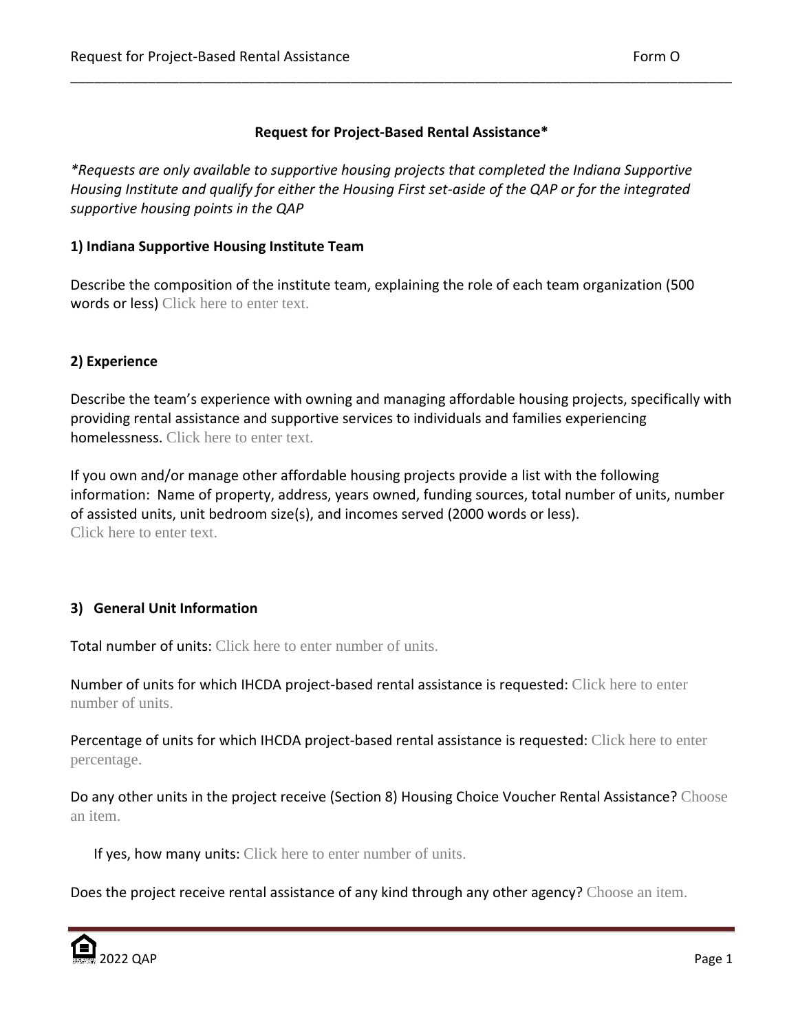# Request for Project-Based Rental Assistance*

*\*Requests are only available to supportive housing projects that completed the Indiana Supportive Housing Institute and qualify for either the Housing First set-aside of the QAP or for the integrated supportive housing points in the QAP*

## 1) Indiana Supportive Housing Institute Team

Describe the composition of the institute team, explaining the role of each team organization (500 words or less) Click here to enter text.

## 2) Experience

Describe the team's experience with owning and managing affordable housing projects, specifically with providing rental assistance and supportive services to individuals and families experiencing homelessness. Click here to enter text.

If you own and/or manage other affordable housing projects provide a list with the following information: Name of property, address, years owned, funding sources, total number of units, number of assisted units, unit bedroom size(s), and incomes served (2000 words or less).
Click here to enter text.

## 3) General Unit Information

Total number of units: Click here to enter number of units.

Number of units for which IHCDA project-based rental assistance is requested: Click here to enter number of units.

Percentage of units for which IHCDA project-based rental assistance is requested: Click here to enter percentage.

Do any other units in the project receive (Section 8) Housing Choice Voucher Rental Assistance? Choose an item.

If yes, how many units: Click here to enter number of units.

Does the project receive rental assistance of any kind through any other agency? Choose an item.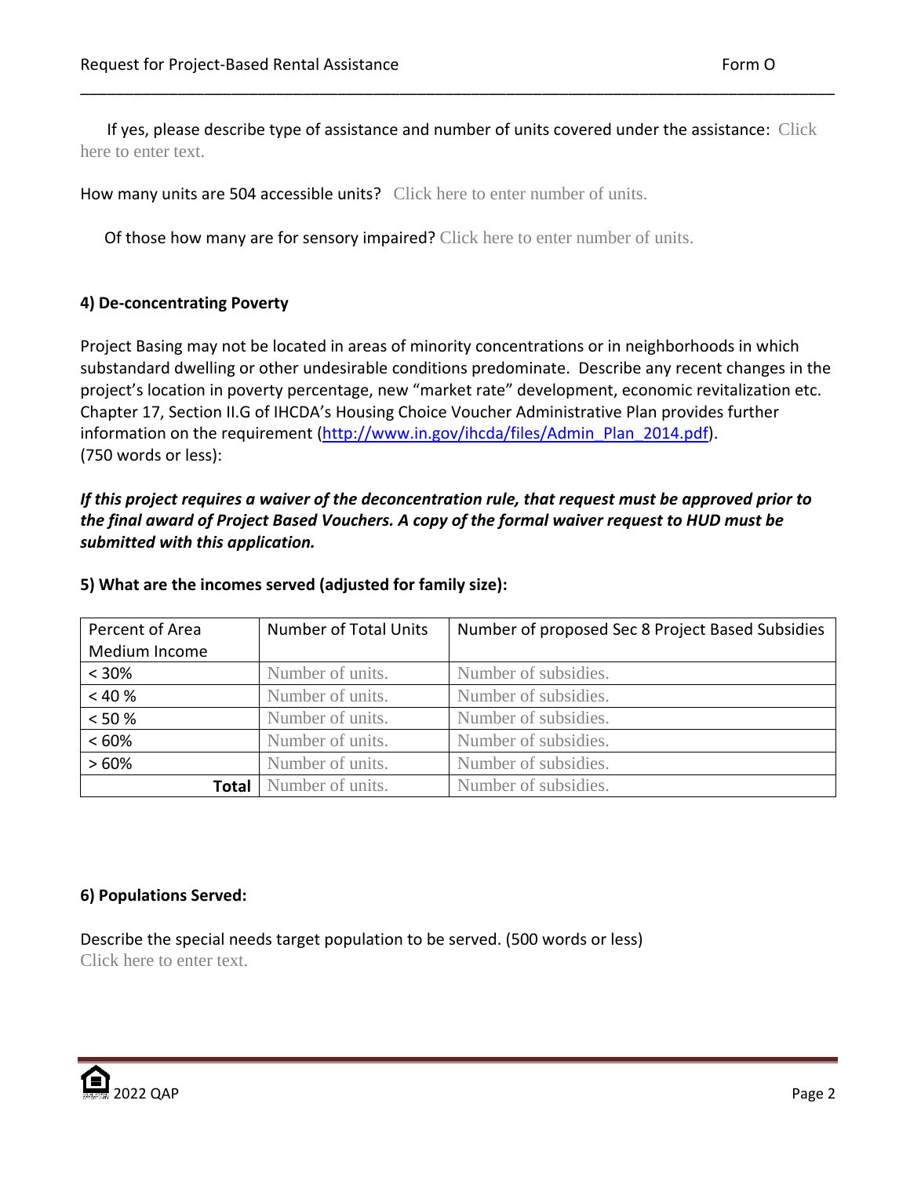If yes, please describe type of assistance and number of units covered under the assistance: Click here to enter text.

How many units are 504 accessible units? Click here to enter number of units.

Of those how many are for sensory impaired? Click here to enter number of units.

**4) De-concentrating Poverty**

Project Basing may not be located in areas of minority concentrations or in neighborhoods in which substandard dwelling or other undesirable conditions predominate. Describe any recent changes in the project's location in poverty percentage, new "market rate" development, economic revitalization etc. Chapter 17, Section II.G of IHCDA's Housing Choice Voucher Administrative Plan provides further information on the requirement (http://www.in.gov/ihcda/files/Admin_Plan_2014.pdf). (750 words or less):

***If this project requires a waiver of the deconcentration rule, that request must be approved prior to the final award of Project Based Vouchers. A copy of the formal waiver request to HUD must be submitted with this application.***

**5) What are the incomes served (adjusted for family size):**

| Percent of Area Medium Income | Number of Total Units | Number of proposed Sec 8 Project Based Subsidies |
|---|---|---|
| < 30% | Number of units. | Number of subsidies. |
| < 40 % | Number of units. | Number of subsidies. |
| < 50 % | Number of units. | Number of subsidies. |
| < 60% | Number of units. | Number of subsidies. |
| > 60% | Number of units. | Number of subsidies. |
| **Total** | Number of units. | Number of subsidies. |

**6) Populations Served:**

Describe the special needs target population to be served. (500 words or less)
Click here to enter text.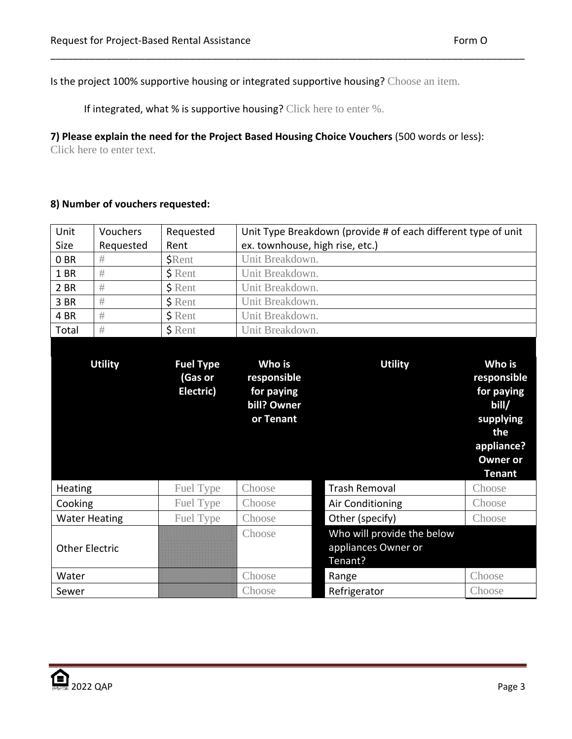Is the project 100% supportive housing or integrated supportive housing? Choose an item.

If integrated, what % is supportive housing? Click here to enter %.

**7) Please explain the need for the Project Based Housing Choice Vouchers** (500 words or less):
Click here to enter text.

**8) Number of vouchers requested:**

| Unit Size | Vouchers Requested | Requested Rent | Unit Type Breakdown (provide # of each different type of unit ex. townhouse, high rise, etc.) |
|---|---|---|---|
| 0 BR | # | $Rent | Unit Breakdown. |
| 1 BR | # | $ Rent | Unit Breakdown. |
| 2 BR | # | $ Rent | Unit Breakdown. |
| 3 BR | # | $ Rent | Unit Breakdown. |
| 4 BR | # | $ Rent | Unit Breakdown. |
| Total | # | $ Rent | Unit Breakdown. |

| Utility | Fuel Type (Gas or Electric) | Who is responsible for paying bill? Owner or Tenant | Utility | Who is responsible for paying bill/ supplying the appliance? Owner or Tenant |
|---|---|---|---|---|
| Heating | Fuel Type | Choose | Trash Removal | Choose |
| Cooking | Fuel Type | Choose | Air Conditioning | Choose |
| Water Heating | Fuel Type | Choose | Other (specify) | Choose |
| Other Electric | | Choose | **Who will provide the below appliances Owner or Tenant?** | |
| Water | | Choose | Range | Choose |
| Sewer | | Choose | Refrigerator | Choose |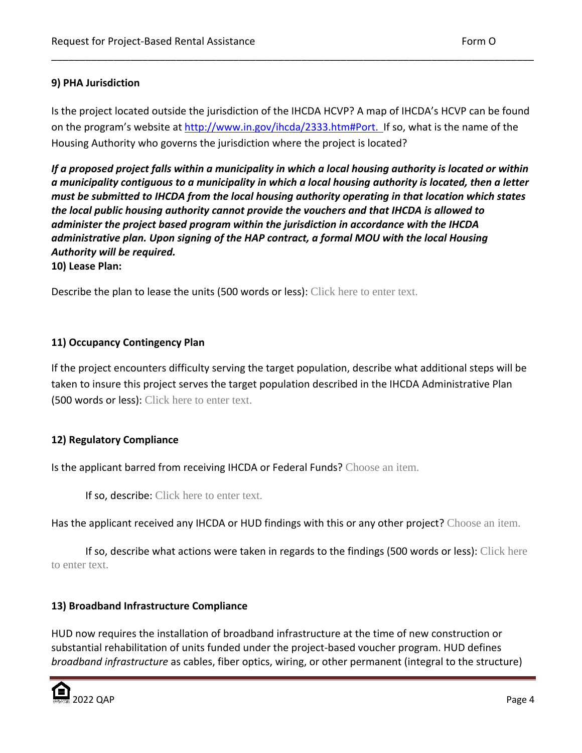**9) PHA Jurisdiction**

Is the project located outside the jurisdiction of the IHCDA HCVP? A map of IHCDA's HCVP can be found on the program's website at [http://www.in.gov/ihcda/2333.htm#Port.](http://www.in.gov/ihcda/2333.htm#Port.) If so, what is the name of the Housing Authority who governs the jurisdiction where the project is located?

***If a proposed project falls within a municipality in which a local housing authority is located or within a municipality contiguous to a municipality in which a local housing authority is located, then a letter must be submitted to IHCDA from the local housing authority operating in that location which states the local public housing authority cannot provide the vouchers and that IHCDA is allowed to administer the project based program within the jurisdiction in accordance with the IHCDA administrative plan. Upon signing of the HAP contract, a formal MOU with the local Housing Authority will be required.***

**10) Lease Plan:**

Describe the plan to lease the units (500 words or less): Click here to enter text.

**11) Occupancy Contingency Plan**

If the project encounters difficulty serving the target population, describe what additional steps will be taken to insure this project serves the target population described in the IHCDA Administrative Plan (500 words or less): Click here to enter text.

**12) Regulatory Compliance**

Is the applicant barred from receiving IHCDA or Federal Funds? Choose an item.

If so, describe: Click here to enter text.

Has the applicant received any IHCDA or HUD findings with this or any other project? Choose an item.

If so, describe what actions were taken in regards to the findings (500 words or less): Click here to enter text.

**13) Broadband Infrastructure Compliance**

HUD now requires the installation of broadband infrastructure at the time of new construction or substantial rehabilitation of units funded under the project-based voucher program. HUD defines *broadband infrastructure* as cables, fiber optics, wiring, or other permanent (integral to the structure)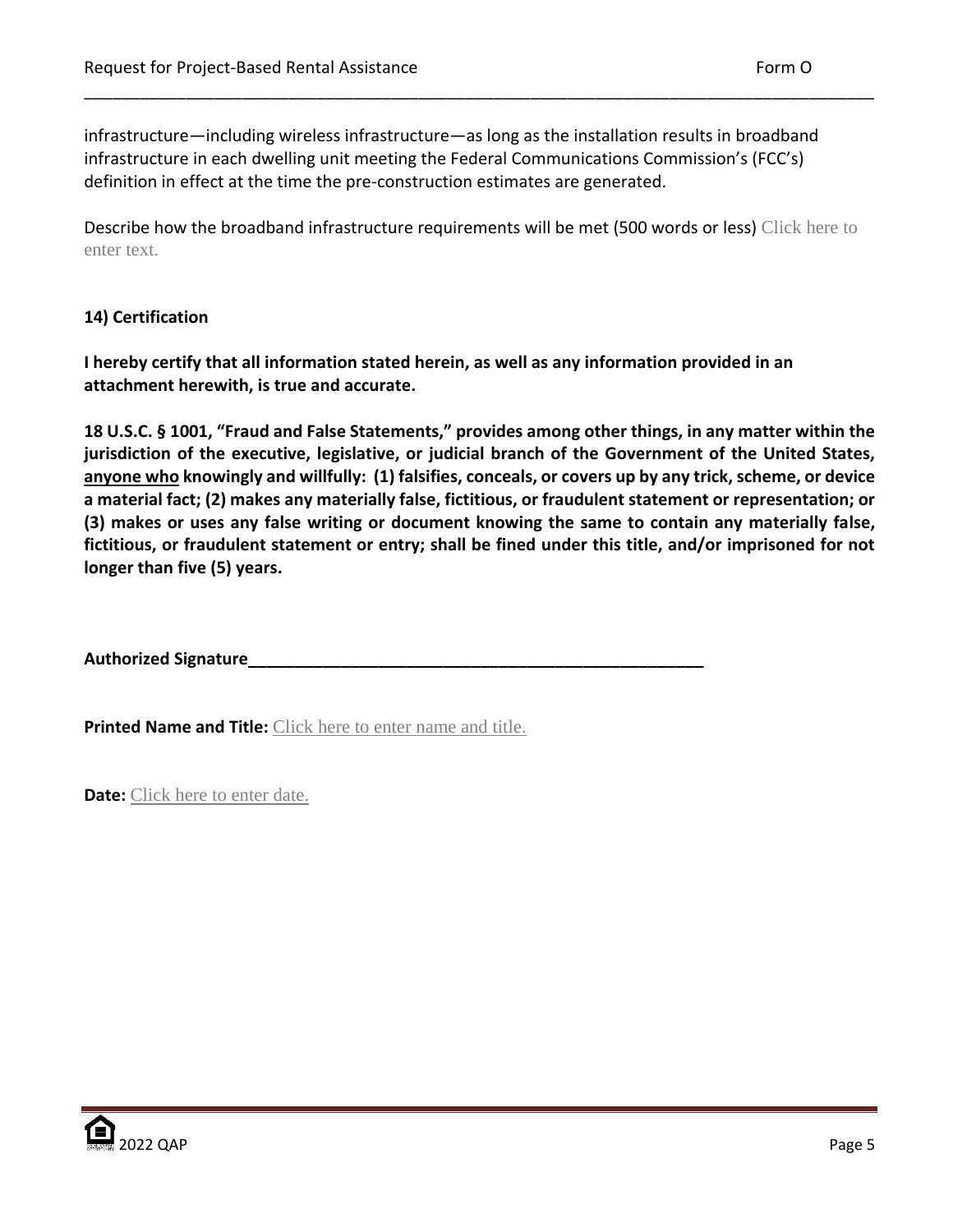infrastructure—including wireless infrastructure—as long as the installation results in broadband infrastructure in each dwelling unit meeting the Federal Communications Commission's (FCC's) definition in effect at the time the pre-construction estimates are generated.

Describe how the broadband infrastructure requirements will be met (500 words or less) Click here to enter text.

**14) Certification**

**I hereby certify that all information stated herein, as well as any information provided in an attachment herewith, is true and accurate.**

**18 U.S.C. § 1001, "Fraud and False Statements," provides among other things, in any matter within the jurisdiction of the executive, legislative, or judicial branch of the Government of the United States, anyone who knowingly and willfully: (1) falsifies, conceals, or covers up by any trick, scheme, or device a material fact; (2) makes any materially false, fictitious, or fraudulent statement or representation; or (3) makes or uses any false writing or document knowing the same to contain any materially false, fictitious, or fraudulent statement or entry; shall be fined under this title, and/or imprisoned for not longer than five (5) years.**

**Authorized Signature**___________________________________________________

**Printed Name and Title:** Click here to enter name and title.

**Date:** Click here to enter date.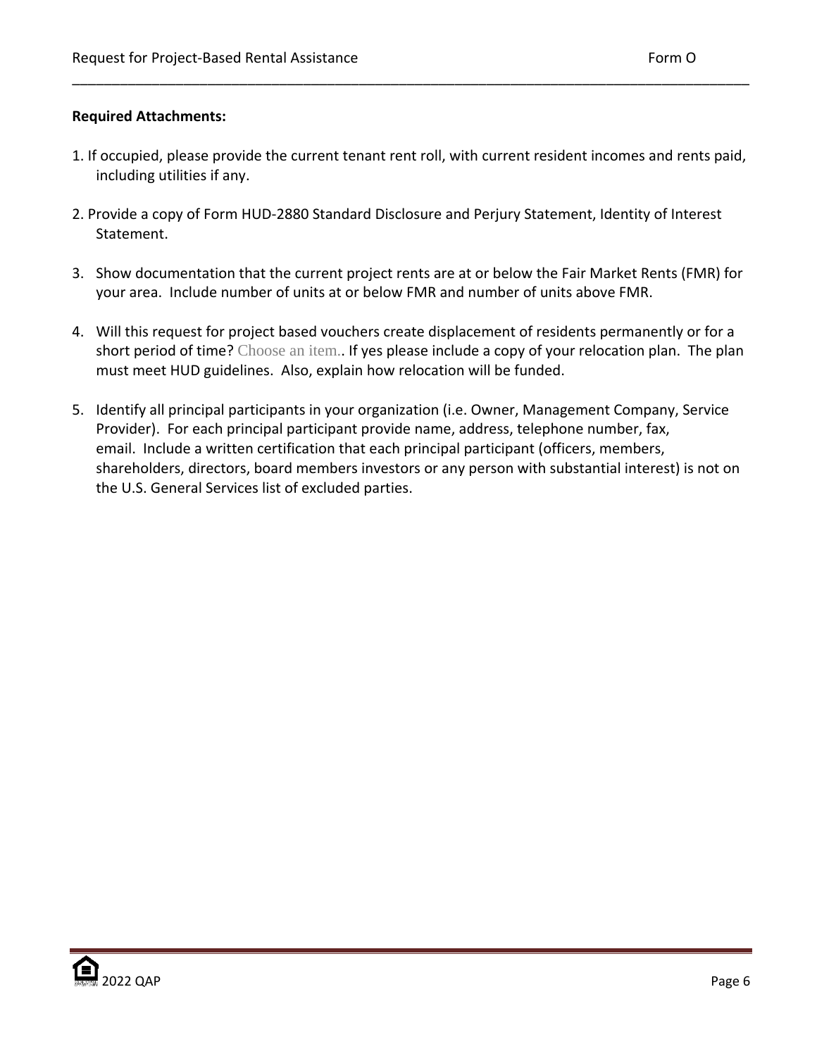**Required Attachments:**

1. If occupied, please provide the current tenant rent roll, with current resident incomes and rents paid, including utilities if any.

2. Provide a copy of Form HUD-2880 Standard Disclosure and Perjury Statement, Identity of Interest Statement.

3. Show documentation that the current project rents are at or below the Fair Market Rents (FMR) for your area. Include number of units at or below FMR and number of units above FMR.

4. Will this request for project based vouchers create displacement of residents permanently or for a short period of time? Choose an item.. If yes please include a copy of your relocation plan. The plan must meet HUD guidelines. Also, explain how relocation will be funded.

5. Identify all principal participants in your organization (i.e. Owner, Management Company, Service Provider). For each principal participant provide name, address, telephone number, fax, email. Include a written certification that each principal participant (officers, members, shareholders, directors, board members investors or any person with substantial interest) is not on the U.S. General Services list of excluded parties.